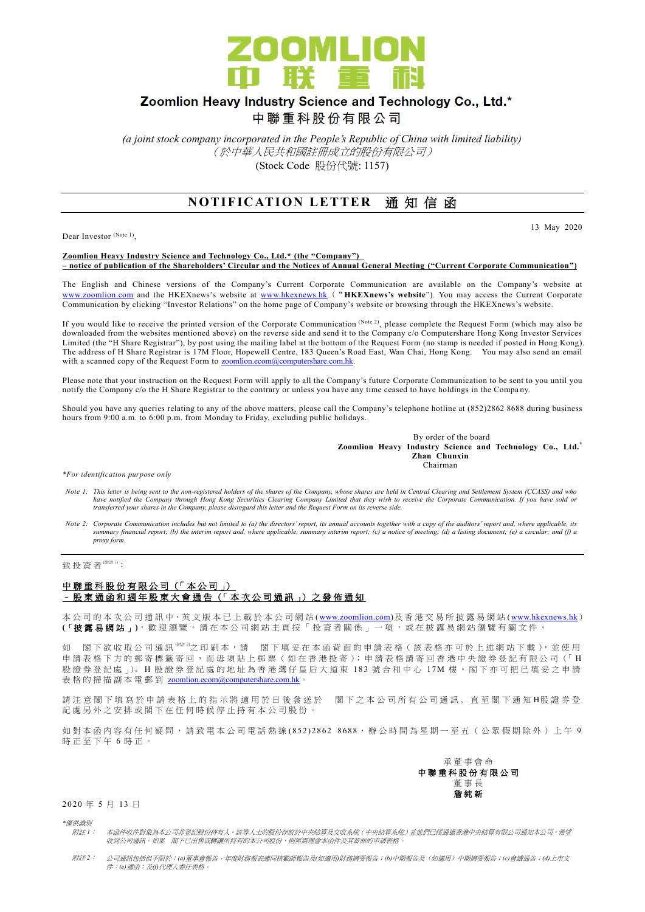# ZOOMLION 中联重科

## Zoomlion Heavy Industry Science and Technology Co., Ltd.*

## 中聯重科股份有限公司

*(a joint stock company incorporated in the People's Republic of China with limited liability)*
*(於中華人民共和國註冊成立的股份有限公司)*
(Stock Code 股份代號: 1157)

## NOTIFICATION LETTER 通知信函

13 May 2020

Dear Investor (Note 1),

**Zoomlion Heavy Industry Science and Technology Co., Ltd.* (the "Company")**
**– notice of publication of the Shareholders' Circular and the Notices of Annual General Meeting ("Current Corporate Communication")**

The English and Chinese versions of the Company's Current Corporate Communication are available on the Company's website at www.zoomlion.com and the HKEXnews's website at www.hkexnews.hk ("**HKEXnews's website**"). You may access the Current Corporate Communication by clicking "Investor Relations" on the home page of Company's website or browsing through the HKEXnews's website.

If you would like to receive the printed version of the Corporate Communication (Note 2), please complete the Request Form (which may also be downloaded from the websites mentioned above) on the reverse side and send it to the Company c/o Computershare Hong Kong Investor Services Limited (the "H Share Registrar"), by post using the mailing label at the bottom of the Request Form (no stamp is needed if posted in Hong Kong). The address of H Share Registrar is 17M Floor, Hopewell Centre, 183 Queen's Road East, Wan Chai, Hong Kong. You may also send an email with a scanned copy of the Request Form to zoomlion.ecom@computershare.com.hk.

Please note that your instruction on the Request Form will apply to all the Company's future Corporate Communication to be sent to you until you notify the Company c/o the H Share Registrar to the contrary or unless you have at any time ceased to have holdings in the Company.

Should you have any queries relating to any of the above matters, please call the Company's telephone hotline at (852)2862 8688 during business hours from 9:00 a.m. to 6:00 p.m. from Monday to Friday, excluding public holidays.

By order of the board
**Zoomlion Heavy Industry Science and Technology Co., Ltd.***
**Zhan Chunxin**
Chairman

*\*For identification purpose only*

*Note 1: This letter is being sent to the non-registered holders of the shares of the Company, whose shares are held in Central Clearing and Settlement System (CCASS) and who have notified the Company through Hong Kong Securities Clearing Company Limited that they wish to receive the Corporate Communication. If you have sold or transferred your shares in the Company, please disregard this letter and the Request Form on its reverse side.*

*Note 2: Corporate Communication includes but not limited to (a) the directors' report, its annual accounts together with a copy of the auditors' report and, where applicable, its summary financial report; (b) the interim report and, where applicable, summary interim report; (c) a notice of meeting; (d) a listing document; (e) a circular; and (f) a proxy form.*

---

致投資者(附註1)：

**中聯重科股份有限公司（「本公司」）**
**－股東通函和週年股東大會通告（「本次公司通訊」）之發佈通知**

本公司的本次公司通訊中、英文版本已上載於本公司網站(www.zoomlion.com)及香港交易所披露易網站(www.hkexnews.hk)(**「披露易網站」**)，歡迎瀏覽。請在本公司網站主頁按「投資者關係」一項，或在披露易網站瀏覽有關文件。

如 閣下欲收取公司通訊(附註2)之印刷本，請 閣下填妥在本函背面的申請表格（該表格亦可於上述網站下載），並使用申請表格下方的郵寄標籤寄回，而毋須貼上郵票（如在香港投寄）；申請表格請寄回香港中央證券登記有限公司（「H股證券登記處」）。H股證券登記處的地址為香港灣仔皇后大道東183號合和中心17M樓。閣下亦可把已填妥之申請表格的掃描副本電郵到 zoomlion.ecom@computershare.com.hk。

請注意閣下填寫於申請表格上的指示將適用於日後發送於 閣下之本公司所有公司通訊，直至閣下通知H股證券登記處另外之安排或閣下在任何時候停止持有本公司股份。

如對本函內容有任何疑問，請致電本公司電話熱線(852)2862 8688，辦公時間為星期一至五（公眾假期除外）上午9時正至下午6時正。

承董事會命
**中聯重科股份有限公司**
董事長
**詹純新**

2020年5月13日

*\*僅供識別*

*附註1： 本函件收件對象為本公司非登記股份持有人。該等人士的股份存放於中央結算及交收系統（中央結算系統）並他們已經通過香港中央結算有限公司通知本公司，希望收到公司通訊。如果 閣下已出售或轉讓所持有的本公司股份，則無需理會本函件及其背面的申請表格。*

*附註2： 公司通訊包括但不限於：(a)董事會報告、年度財務報表連同核數師報告及(如適用)財務摘要報告；(b)中期報告及（如適用）中期摘要報告；(c)會議通告；(d)上市文件；(e)通函；及(f)代理人委任表格。*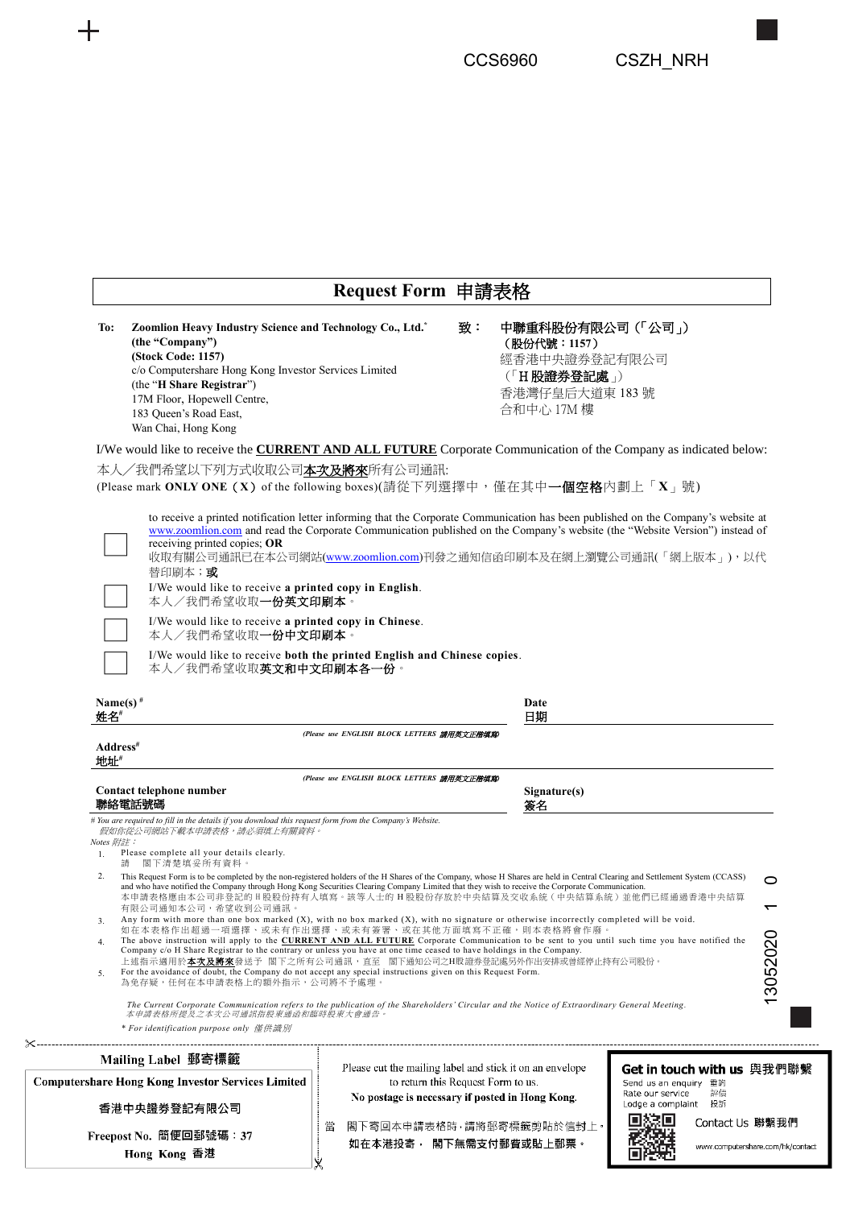CCS6960 CSZH_NRH

# Request Form 申請表格

| | |
|---|---|
| **To:** **Zoomlion Heavy Industry Science and Technology Co., Ltd.*** **(the "Company")** **(Stock Code: 1157)** c/o Computershare Hong Kong Investor Services Limited (the "**H Share Registrar**") 17M Floor, Hopewell Centre, 183 Queen's Road East, Wan Chai, Hong Kong | **致：** **中聯重科股份有限公司（「公司」）** **（股份代號：1157）** 經香港中央證券登記有限公司 （「**H股證券登記處**」） 香港灣仔皇后大道東183號 合和中心17M樓 |

I/We would like to receive the **CURRENT AND ALL FUTURE** Corporate Communication of the Company as indicated below:
本人／我們希望以下列方式收取公司**本次及將來**所有公司通訊:
(Please mark **ONLY ONE** (**X**) of the following boxes)(請從下列選擇中，僅在其中**一個空格**內劃上「**X**」號)

☐ to receive a printed notification letter informing that the Corporate Communication has been published on the Company's website at www.zoomlion.com and read the Corporate Communication published on the Company's website (the "Website Version") instead of receiving printed copies; **OR**
收取有關公司通訊已在本公司網站(www.zoomlion.com)刊發之通知信函印刷本及在網上瀏覽公司通訊(「網上版本」)，以代替印刷本；**或**

☐ I/We would like to receive **a printed copy in English**.
本人／我們希望收取**一份英文印刷本**。

☐ I/We would like to receive **a printed copy in Chinese**.
本人／我們希望收取**一份中文印刷本**。

☐ I/We would like to receive **both the printed English and Chinese copies**.
本人／我們希望收取**英文和中文印刷本各一份**。

| | |
|---|---|
| Name(s) # 姓名# (Please use ENGLISH BLOCK LETTERS 請用英文正楷填寫) | Date 日期 |
| Address# 地址# (Please use ENGLISH BLOCK LETTERS 請用英文正楷填寫) | |
| Contact telephone number 聯絡電話號碼 | Signature(s) 簽名 |

*# You are required to fill in the details if you download this request form from the Company's Website.*
*假如你從公司網站下載本申請表格，請必須填上有關資料。*

*Notes 附註：*

1. Please complete all your details clearly.
   請 閣下清楚填妥所有資料。
2. This Request Form is to be completed by the non-registered holders of the H Shares of the Company, whose H Shares are held in Central Clearing and Settlement System (CCASS) and who have notified the Company through Hong Kong Securities Clearing Company Limited that they wish to receive the Corporate Communication.
   本申請表格應由本公司非登記的H股股份持有人填寫。該等人士的H股股份存放於中央結算及交收系統（中央結算系統）並他們已經通過香港中央結算有限公司通知本公司，希望收到公司通訊。
3. Any form with more than one box marked (X), with no box marked (X), with no signature or otherwise incorrectly completed will be void.
   如在本表格作出超過一項選擇、或未有作出選擇、或未有簽署、或在其他方面填寫不正確，則本表格將會作廢。
4. The above instruction will apply to the **CURRENT AND ALL FUTURE** Corporate Communication to be sent to you until such time you have notified the Company c/o H Share Registrar to the contrary or unless you have at one time ceased to have holdings in the Company.
   上述指示適用於**本次及將來**發送予 閣下之所有公司通訊，直至 閣下通知公司之H股證券登記處另外作出安排或曾經停止持有公司股份。
5. For the avoidance of doubt, the Company do not accept any special instructions given on this Request Form.
   為免存疑，任何在本申請表格上的額外指示，公司將不予處理。

*The Current Corporate Communication refers to the publication of the Shareholders' Circular and the Notice of Extraordinary General Meeting.*
*本申請表格所提及之本次公司通訊指股東通函和臨時股東大會通告。*

*\* For identification purpose only 僅供識別*

13052020 1 0

**Mailing Label 郵寄標籤**

**Computershare Hong Kong Investor Services Limited**
**香港中央證券登記有限公司**
**Freepost No. 簡便回郵號碼：37**
**Hong Kong 香港**

Please cut the mailing label and stick it on an envelope to return this Request Form to us.
**No postage is necessary if posted in Hong Kong.**
當 閣下寄回本申請表格時，請將郵寄標籤剪貼於信封上。
**如在本港投寄， 閣下無需支付郵費或貼上郵票。**

**Get in touch with us 與我們聯繫**
Send us an enquiry 查詢
Rate our service 評價
Lodge a complaint 投訴
Contact Us 聯繫我們
www.computershare.com/hk/contact